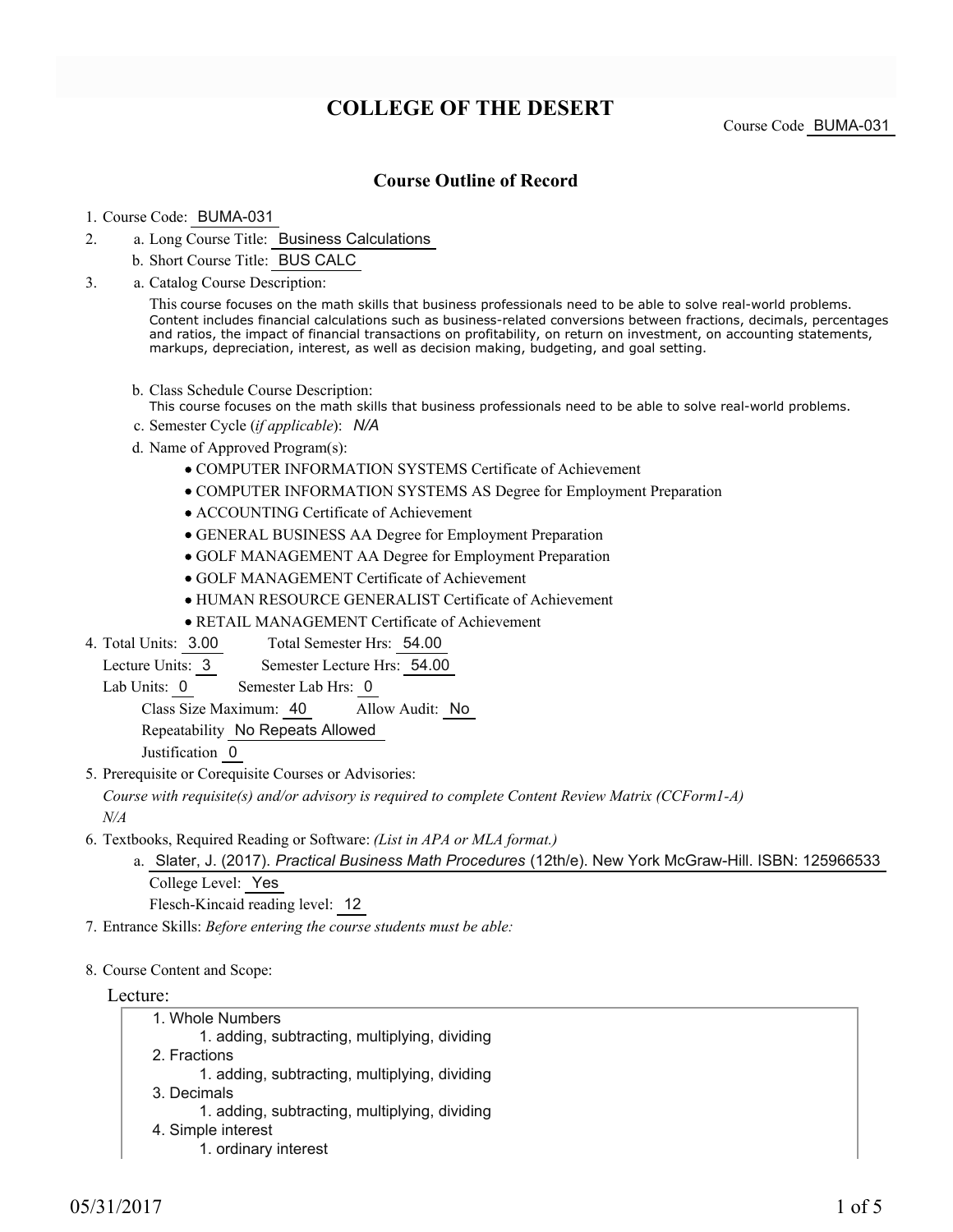# COLLEGE OF THE DESERT

Course Code BUMA-031

## Course Outline of Record

1. Course Code: BUMA-031
2. a. Long Course Title: Business Calculations
   b. Short Course Title: BUS CALC
3. a. Catalog Course Description:

   This course focuses on the math skills that business professionals need to be able to solve real-world problems. Content includes financial calculations such as business-related conversions between fractions, decimals, percentages and ratios, the impact of financial transactions on profitability, on return on investment, on accounting statements, markups, depreciation, interest, as well as decision making, budgeting, and goal setting.

   b. Class Schedule Course Description:
   This course focuses on the math skills that business professionals need to be able to solve real-world problems.
   c. Semester Cycle (*if applicable*): *N/A*
   d. Name of Approved Program(s):
   - COMPUTER INFORMATION SYSTEMS Certificate of Achievement
   - COMPUTER INFORMATION SYSTEMS AS Degree for Employment Preparation
   - ACCOUNTING Certificate of Achievement
   - GENERAL BUSINESS AA Degree for Employment Preparation
   - GOLF MANAGEMENT AA Degree for Employment Preparation
   - GOLF MANAGEMENT Certificate of Achievement
   - HUMAN RESOURCE GENERALIST Certificate of Achievement
   - RETAIL MANAGEMENT Certificate of Achievement
4. Total Units: 3.00 Total Semester Hrs: 54.00
   Lecture Units: 3 Semester Lecture Hrs: 54.00
   Lab Units: 0 Semester Lab Hrs: 0
   Class Size Maximum: 40 Allow Audit: No
   Repeatability No Repeats Allowed
   Justification 0
5. Prerequisite or Corequisite Courses or Advisories:
   *Course with requisite(s) and/or advisory is required to complete Content Review Matrix (CCForm1-A)*
   *N/A*
6. Textbooks, Required Reading or Software: *(List in APA or MLA format.)*
   a. Slater, J. (2017). *Practical Business Math Procedures* (12th/e). New York McGraw-Hill. ISBN: 125966533
   College Level: Yes
   Flesch-Kincaid reading level: 12
7. Entrance Skills: *Before entering the course students must be able:*

8. Course Content and Scope:

Lecture:

1. Whole Numbers
   1. adding, subtracting, multiplying, dividing
2. Fractions
   1. adding, subtracting, multiplying, dividing
3. Decimals
   1. adding, subtracting, multiplying, dividing
4. Simple interest
   1. ordinary interest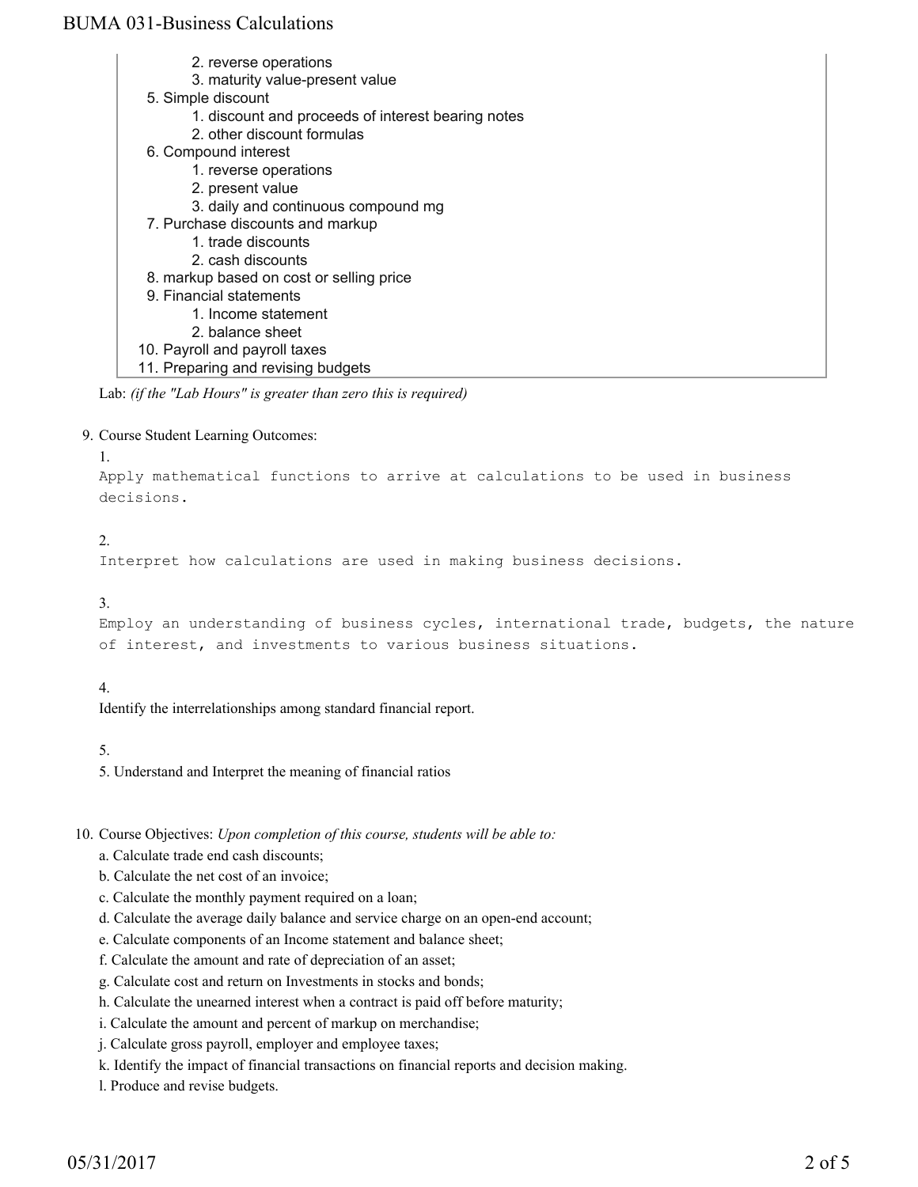2. reverse operations
      3. maturity value-present value
   5. Simple discount
      1. discount and proceeds of interest bearing notes
      2. other discount formulas
   6. Compound interest
      1. reverse operations
      2. present value
      3. daily and continuous compound mg
   7. Purchase discounts and markup
      1. trade discounts
      2. cash discounts
   8. markup based on cost or selling price
   9. Financial statements
      1. Income statement
      2. balance sheet
   10. Payroll and payroll taxes
   11. Preparing and revising budgets

Lab: *(if the "Lab Hours" is greater than zero this is required)*

9. Course Student Learning Outcomes:

   1. Apply mathematical functions to arrive at calculations to be used in business decisions.

   2. Interpret how calculations are used in making business decisions.

   3. Employ an understanding of business cycles, international trade, budgets, the nature of interest, and investments to various business situations.

   4. Identify the interrelationships among standard financial report.

   5. 5. Understand and Interpret the meaning of financial ratios

10. Course Objectives: *Upon completion of this course, students will be able to:*

    a. Calculate trade end cash discounts;
    b. Calculate the net cost of an invoice;
    c. Calculate the monthly payment required on a loan;
    d. Calculate the average daily balance and service charge on an open-end account;
    e. Calculate components of an Income statement and balance sheet;
    f. Calculate the amount and rate of depreciation of an asset;
    g. Calculate cost and return on Investments in stocks and bonds;
    h. Calculate the unearned interest when a contract is paid off before maturity;
    i. Calculate the amount and percent of markup on merchandise;
    j. Calculate gross payroll, employer and employee taxes;
    k. Identify the impact of financial transactions on financial reports and decision making.
    l. Produce and revise budgets.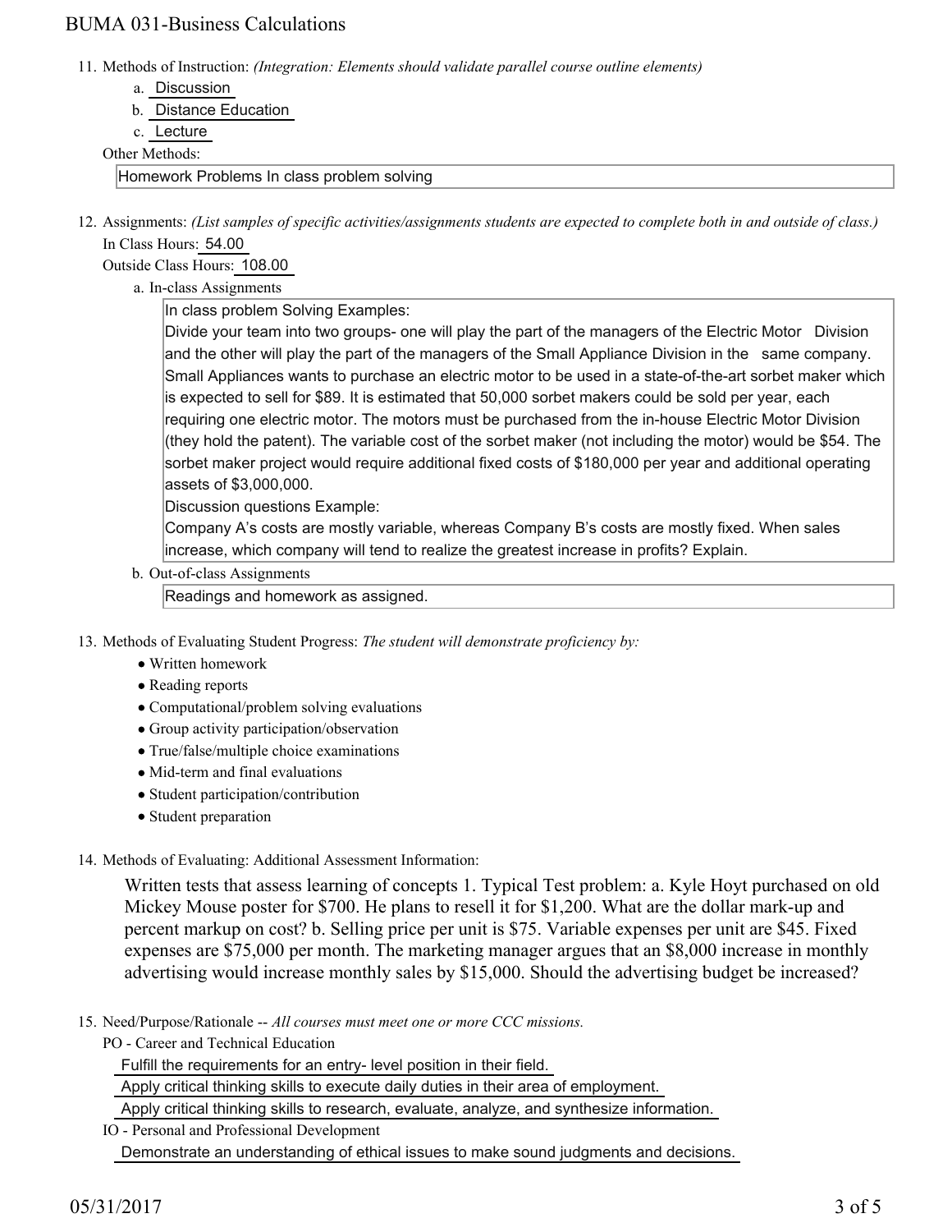11. Methods of Instruction: *(Integration: Elements should validate parallel course outline elements)*
    a. Discussion
    b. Distance Education
    c. Lecture

    Other Methods:

    Homework Problems In class problem solving

12. Assignments: *(List samples of specific activities/assignments students are expected to complete both in and outside of class.)*

    In Class Hours: 54.00

    Outside Class Hours: 108.00

    a. In-class Assignments

    In class problem Solving Examples:
    Divide your team into two groups- one will play the part of the managers of the Electric Motor Division and the other will play the part of the managers of the Small Appliance Division in the same company. Small Appliances wants to purchase an electric motor to be used in a state-of-the-art sorbet maker which is expected to sell for $89. It is estimated that 50,000 sorbet makers could be sold per year, each requiring one electric motor. The motors must be purchased from the in-house Electric Motor Division (they hold the patent). The variable cost of the sorbet maker (not including the motor) would be $54. The sorbet maker project would require additional fixed costs of $180,000 per year and additional operating assets of $3,000,000.
    Discussion questions Example:
    Company A's costs are mostly variable, whereas Company B's costs are mostly fixed. When sales increase, which company will tend to realize the greatest increase in profits? Explain.

    b. Out-of-class Assignments

    Readings and homework as assigned.

13. Methods of Evaluating Student Progress: *The student will demonstrate proficiency by:*
    - Written homework
    - Reading reports
    - Computational/problem solving evaluations
    - Group activity participation/observation
    - True/false/multiple choice examinations
    - Mid-term and final evaluations
    - Student participation/contribution
    - Student preparation

14. Methods of Evaluating: Additional Assessment Information:

    Written tests that assess learning of concepts 1. Typical Test problem: a. Kyle Hoyt purchased on old Mickey Mouse poster for $700. He plans to resell it for $1,200. What are the dollar mark-up and percent markup on cost? b. Selling price per unit is $75. Variable expenses per unit are $45. Fixed expenses are $75,000 per month. The marketing manager argues that an $8,000 increase in monthly advertising would increase monthly sales by $15,000. Should the advertising budget be increased?

15. Need/Purpose/Rationale -- *All courses must meet one or more CCC missions.*

    PO - Career and Technical Education

    Fulfill the requirements for an entry- level position in their field.

    Apply critical thinking skills to execute daily duties in their area of employment.

    Apply critical thinking skills to research, evaluate, analyze, and synthesize information.

    IO - Personal and Professional Development

    Demonstrate an understanding of ethical issues to make sound judgments and decisions.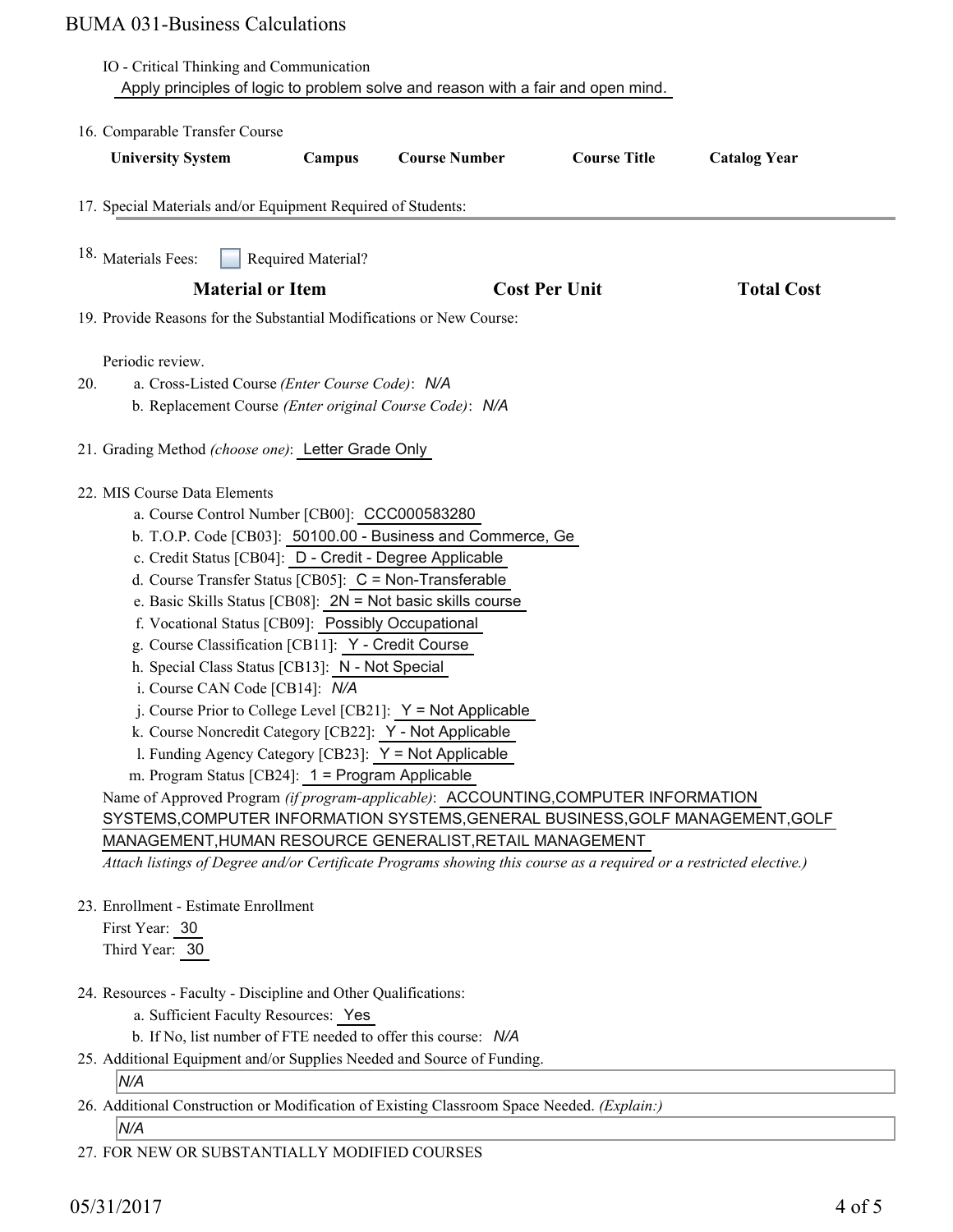IO - Critical Thinking and Communication

Apply principles of logic to problem solve and reason with a fair and open mind.

16. Comparable Transfer Course

| University System | Campus | Course Number | Course Title | Catalog Year |
|---|---|---|---|---|

17. Special Materials and/or Equipment Required of Students:

18. Materials Fees: ☐ Required Material?

| Material or Item | Cost Per Unit | Total Cost |
|---|---|---|

19. Provide Reasons for the Substantial Modifications or New Course:

    Periodic review.

20. a. Cross-Listed Course *(Enter Course Code)*: *N/A*
    b. Replacement Course *(Enter original Course Code)*: *N/A*

21. Grading Method *(choose one)*: Letter Grade Only

22. MIS Course Data Elements
    a. Course Control Number [CB00]: CCC000583280
    b. T.O.P. Code [CB03]: 50100.00 - Business and Commerce, Ge
    c. Credit Status [CB04]: D - Credit - Degree Applicable
    d. Course Transfer Status [CB05]: C = Non-Transferable
    e. Basic Skills Status [CB08]: 2N = Not basic skills course
    f. Vocational Status [CB09]: Possibly Occupational
    g. Course Classification [CB11]: Y - Credit Course
    h. Special Class Status [CB13]: N - Not Special
    i. Course CAN Code [CB14]: *N/A*
    j. Course Prior to College Level [CB21]: Y = Not Applicable
    k. Course Noncredit Category [CB22]: Y - Not Applicable
    l. Funding Agency Category [CB23]: Y = Not Applicable
    m. Program Status [CB24]: 1 = Program Applicable

    Name of Approved Program *(if program-applicable)*: ACCOUNTING,COMPUTER INFORMATION SYSTEMS,COMPUTER INFORMATION SYSTEMS,GENERAL BUSINESS,GOLF MANAGEMENT,GOLF MANAGEMENT,HUMAN RESOURCE GENERALIST,RETAIL MANAGEMENT

    *Attach listings of Degree and/or Certificate Programs showing this course as a required or a restricted elective.)*

23. Enrollment - Estimate Enrollment

    First Year: 30

    Third Year: 30

24. Resources - Faculty - Discipline and Other Qualifications:
    a. Sufficient Faculty Resources: Yes
    b. If No, list number of FTE needed to offer this course: *N/A*

25. Additional Equipment and/or Supplies Needed and Source of Funding.

    *N/A*

26. Additional Construction or Modification of Existing Classroom Space Needed. *(Explain:)*

    *N/A*

27. FOR NEW OR SUBSTANTIALLY MODIFIED COURSES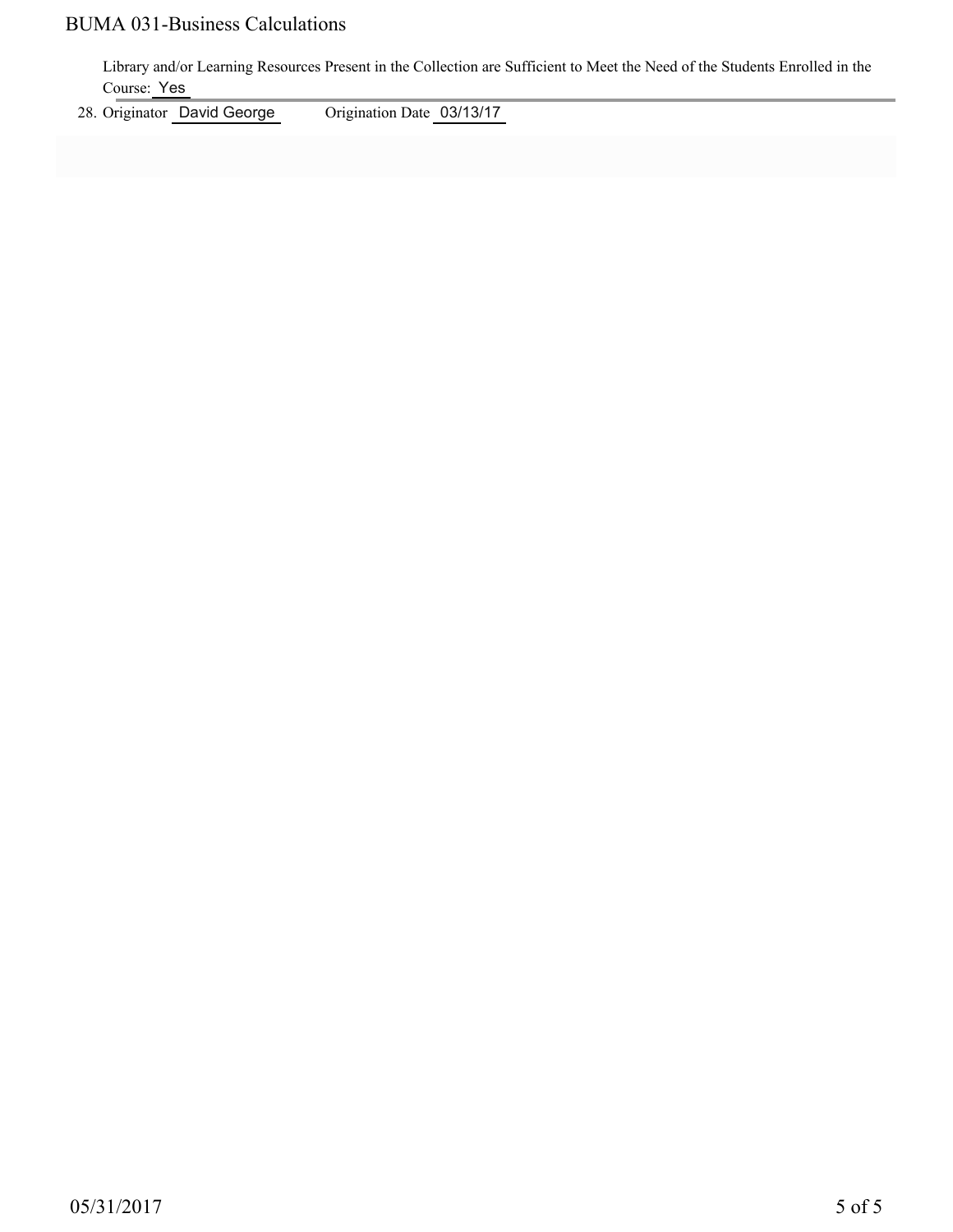Library and/or Learning Resources Present in the Collection are Sufficient to Meet the Need of the Students Enrolled in the Course: Yes

28. Originator David George    Origination Date 03/13/17